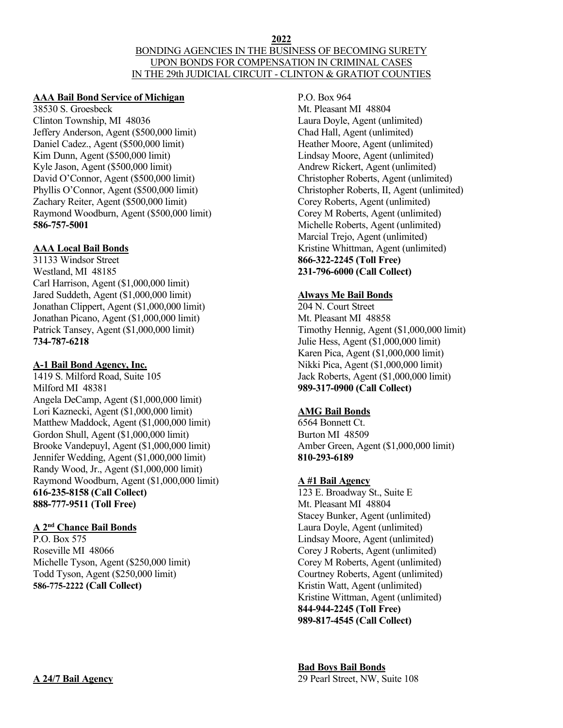**2022**

BONDING AGENCIES IN THE BUSINESS OF BECOMING SURETY UPON BONDS FOR COMPENSATION IN CRIMINAL CASES IN THE 29th JUDICIAL CIRCUIT - CLINTON & GRATIOT COUNTIES

**AAA Bail Bond Service of Michigan**
38530 S. Groesbeck
Clinton Township, MI 48036
Jeffery Anderson, Agent ($500,000 limit)
Daniel Cadez., Agent ($500,000 limit)
Kim Dunn, Agent ($500,000 limit)
Kyle Jason, Agent ($500,000 limit)
David O'Connor, Agent ($500,000 limit)
Phyllis O'Connor, Agent ($500,000 limit)
Zachary Reiter, Agent ($500,000 limit)
Raymond Woodburn, Agent ($500,000 limit)
**586-757-5001**

**AAA Local Bail Bonds**
31133 Windsor Street
Westland, MI 48185
Carl Harrison, Agent ($1,000,000 limit)
Jared Suddeth, Agent ($1,000,000 limit)
Jonathan Clippert, Agent ($1,000,000 limit)
Jonathan Picano, Agent ($1,000,000 limit)
Patrick Tansey, Agent ($1,000,000 limit)
**734-787-6218**

**A-1 Bail Bond Agency, Inc.**
1419 S. Milford Road, Suite 105
Milford MI 48381
Angela DeCamp, Agent ($1,000,000 limit)
Lori Kaznecki, Agent ($1,000,000 limit)
Matthew Maddock, Agent ($1,000,000 limit)
Gordon Shull, Agent ($1,000,000 limit)
Brooke Vandepuyl, Agent ($1,000,000 limit)
Jennifer Wedding, Agent ($1,000,000 limit)
Randy Wood, Jr., Agent ($1,000,000 limit)
Raymond Woodburn, Agent ($1,000,000 limit)
**616-235-8158 (Call Collect)**
**888-777-9511 (Toll Free)**

**A 2nd Chance Bail Bonds**
P.O. Box 575
Roseville MI 48066
Michelle Tyson, Agent ($250,000 limit)
Todd Tyson, Agent ($250,000 limit)
**586-775-2222 (Call Collect)**

**A 24/7 Bail Agency**
P.O. Box 964
Mt. Pleasant MI 48804
Laura Doyle, Agent (unlimited)
Chad Hall, Agent (unlimited)
Heather Moore, Agent (unlimited)
Lindsay Moore, Agent (unlimited)
Andrew Rickert, Agent (unlimited)
Christopher Roberts, Agent (unlimited)
Christopher Roberts, II, Agent (unlimited)
Corey Roberts, Agent (unlimited)
Corey M Roberts, Agent (unlimited)
Michelle Roberts, Agent (unlimited)
Marcial Trejo, Agent (unlimited)
Kristine Whittman, Agent (unlimited)
**866-322-2245 (Toll Free)**
**231-796-6000 (Call Collect)**

**Always Me Bail Bonds**
204 N. Court Street
Mt. Pleasant MI 48858
Timothy Hennig, Agent ($1,000,000 limit)
Julie Hess, Agent ($1,000,000 limit)
Karen Pica, Agent ($1,000,000 limit)
Nikki Pica, Agent ($1,000,000 limit)
Jack Roberts, Agent ($1,000,000 limit)
**989-317-0900 (Call Collect)**

**AMG Bail Bonds**
6564 Bonnett Ct.
Burton MI 48509
Amber Green, Agent ($1,000,000 limit)
**810-293-6189**

**A #1 Bail Agency**
123 E. Broadway St., Suite E
Mt. Pleasant MI 48804
Stacey Bunker, Agent (unlimited)
Laura Doyle, Agent (unlimited)
Lindsay Moore, Agent (unlimited)
Corey J Roberts, Agent (unlimited)
Corey M Roberts, Agent (unlimited)
Courtney Roberts, Agent (unlimited)
Kristin Watt, Agent (unlimited)
Kristine Wittman, Agent (unlimited)
**844-944-2245 (Toll Free)**
**989-817-4545 (Call Collect)**

**Bad Boys Bail Bonds**
29 Pearl Street, NW, Suite 108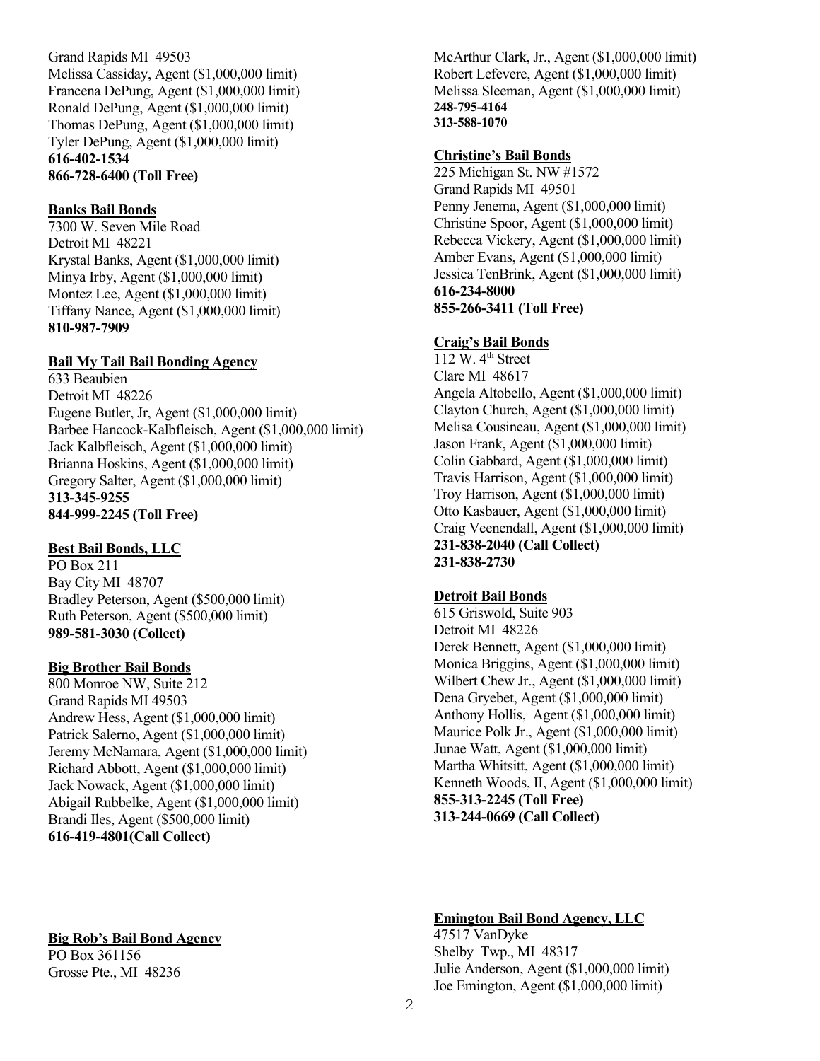Grand Rapids MI 49503
Melissa Cassiday, Agent ($1,000,000 limit)
Francena DePung, Agent ($1,000,000 limit)
Ronald DePung, Agent ($1,000,000 limit)
Thomas DePung, Agent ($1,000,000 limit)
Tyler DePung, Agent ($1,000,000 limit)
**616-402-1534**
**866-728-6400 (Toll Free)**

**Banks Bail Bonds**
7300 W. Seven Mile Road
Detroit MI 48221
Krystal Banks, Agent ($1,000,000 limit)
Minya Irby, Agent ($1,000,000 limit)
Montez Lee, Agent ($1,000,000 limit)
Tiffany Nance, Agent ($1,000,000 limit)
**810-987-7909**

**Bail My Tail Bail Bonding Agency**
633 Beaubien
Detroit MI 48226
Eugene Butler, Jr, Agent ($1,000,000 limit)
Barbee Hancock-Kalbfleisch, Agent ($1,000,000 limit)
Jack Kalbfleisch, Agent ($1,000,000 limit)
Brianna Hoskins, Agent ($1,000,000 limit)
Gregory Salter, Agent ($1,000,000 limit)
**313-345-9255**
**844-999-2245 (Toll Free)**

**Best Bail Bonds, LLC**
PO Box 211
Bay City MI 48707
Bradley Peterson, Agent ($500,000 limit)
Ruth Peterson, Agent ($500,000 limit)
**989-581-3030 (Collect)**

**Big Brother Bail Bonds**
800 Monroe NW, Suite 212
Grand Rapids MI 49503
Andrew Hess, Agent ($1,000,000 limit)
Patrick Salerno, Agent ($1,000,000 limit)
Jeremy McNamara, Agent ($1,000,000 limit)
Richard Abbott, Agent ($1,000,000 limit)
Jack Nowack, Agent ($1,000,000 limit)
Abigail Rubbelke, Agent ($1,000,000 limit)
Brandi Iles, Agent ($500,000 limit)
**616-419-4801(Call Collect)**

**Big Rob's Bail Bond Agency**
PO Box 361156
Grosse Pte., MI 48236
McArthur Clark, Jr., Agent ($1,000,000 limit)
Robert Lefevere, Agent ($1,000,000 limit)
Melissa Sleeman, Agent ($1,000,000 limit)
**248-795-4164**
**313-588-1070**

**Christine's Bail Bonds**
225 Michigan St. NW #1572
Grand Rapids MI 49501
Penny Jenema, Agent ($1,000,000 limit)
Christine Spoor, Agent ($1,000,000 limit)
Rebecca Vickery, Agent ($1,000,000 limit)
Amber Evans, Agent ($1,000,000 limit)
Jessica TenBrink, Agent ($1,000,000 limit)
**616-234-8000**
**855-266-3411 (Toll Free)**

**Craig's Bail Bonds**
112 W. 4th Street
Clare MI 48617
Angela Altobello, Agent ($1,000,000 limit)
Clayton Church, Agent ($1,000,000 limit)
Melisa Cousineau, Agent ($1,000,000 limit)
Jason Frank, Agent ($1,000,000 limit)
Colin Gabbard, Agent ($1,000,000 limit)
Travis Harrison, Agent ($1,000,000 limit)
Troy Harrison, Agent ($1,000,000 limit)
Otto Kasbauer, Agent ($1,000,000 limit)
Craig Veenendall, Agent ($1,000,000 limit)
**231-838-2040 (Call Collect)**
**231-838-2730**

**Detroit Bail Bonds**
615 Griswold, Suite 903
Detroit MI 48226
Derek Bennett, Agent ($1,000,000 limit)
Monica Briggins, Agent ($1,000,000 limit)
Wilbert Chew Jr., Agent ($1,000,000 limit)
Dena Gryebet, Agent ($1,000,000 limit)
Anthony Hollis, Agent ($1,000,000 limit)
Maurice Polk Jr., Agent ($1,000,000 limit)
Junae Watt, Agent ($1,000,000 limit)
Martha Whitsitt, Agent ($1,000,000 limit)
Kenneth Woods, II, Agent ($1,000,000 limit)
**855-313-2245 (Toll Free)**
**313-244-0669 (Call Collect)**

**Emington Bail Bond Agency, LLC**
47517 VanDyke
Shelby Twp., MI 48317
Julie Anderson, Agent ($1,000,000 limit)
Joe Emington, Agent ($1,000,000 limit)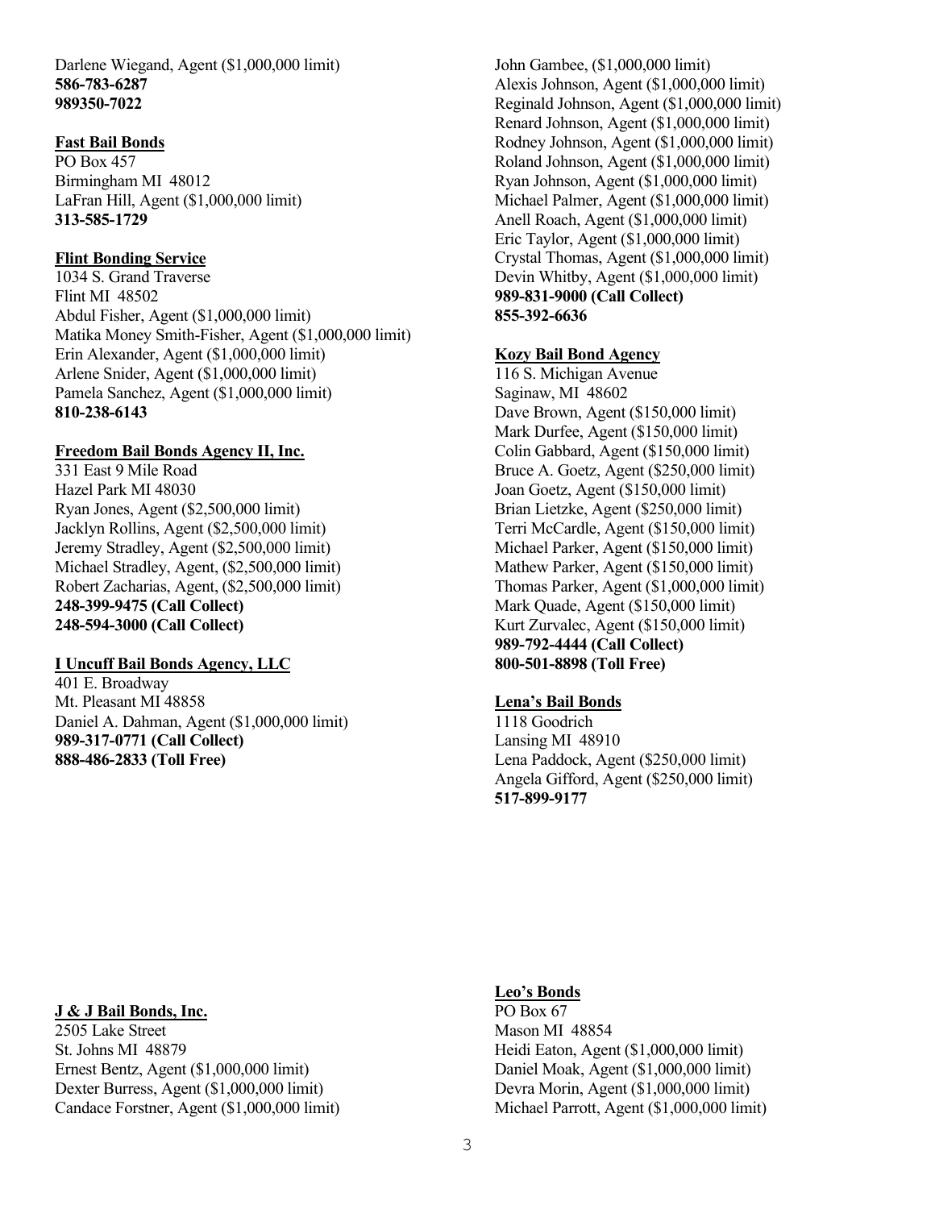Darlene Wiegand, Agent ($1,000,000 limit)
**586-783-6287**
**989350-7022**

**Fast Bail Bonds**
PO Box 457
Birmingham MI 48012
LaFran Hill, Agent ($1,000,000 limit)
**313-585-1729**

**Flint Bonding Service**
1034 S. Grand Traverse
Flint MI 48502
Abdul Fisher, Agent ($1,000,000 limit)
Matika Money Smith-Fisher, Agent ($1,000,000 limit)
Erin Alexander, Agent ($1,000,000 limit)
Arlene Snider, Agent ($1,000,000 limit)
Pamela Sanchez, Agent ($1,000,000 limit)
**810-238-6143**

**Freedom Bail Bonds Agency II, Inc.**
331 East 9 Mile Road
Hazel Park MI 48030
Ryan Jones, Agent ($2,500,000 limit)
Jacklyn Rollins, Agent ($2,500,000 limit)
Jeremy Stradley, Agent ($2,500,000 limit)
Michael Stradley, Agent, ($2,500,000 limit)
Robert Zacharias, Agent, ($2,500,000 limit)
**248-399-9475 (Call Collect)**
**248-594-3000 (Call Collect)**

**I Uncuff Bail Bonds Agency, LLC**
401 E. Broadway
Mt. Pleasant MI 48858
Daniel A. Dahman, Agent ($1,000,000 limit)
**989-317-0771 (Call Collect)**
**888-486-2833 (Toll Free)**

**J & J Bail Bonds, Inc.**
2505 Lake Street
St. Johns MI 48879
Ernest Bentz, Agent ($1,000,000 limit)
Dexter Burress, Agent ($1,000,000 limit)
Candace Forstner, Agent ($1,000,000 limit)
John Gambee, ($1,000,000 limit)
Alexis Johnson, Agent ($1,000,000 limit)
Reginald Johnson, Agent ($1,000,000 limit)
Renard Johnson, Agent ($1,000,000 limit)
Rodney Johnson, Agent ($1,000,000 limit)
Roland Johnson, Agent ($1,000,000 limit)
Ryan Johnson, Agent ($1,000,000 limit)
Michael Palmer, Agent ($1,000,000 limit)
Anell Roach, Agent ($1,000,000 limit)
Eric Taylor, Agent ($1,000,000 limit)
Crystal Thomas, Agent ($1,000,000 limit)
Devin Whitby, Agent ($1,000,000 limit)
**989-831-9000 (Call Collect)**
**855-392-6636**

**Kozy Bail Bond Agency**
116 S. Michigan Avenue
Saginaw, MI 48602
Dave Brown, Agent ($150,000 limit)
Mark Durfee, Agent ($150,000 limit)
Colin Gabbard, Agent ($150,000 limit)
Bruce A. Goetz, Agent ($250,000 limit)
Joan Goetz, Agent ($150,000 limit)
Brian Lietzke, Agent ($250,000 limit)
Terri McCardle, Agent ($150,000 limit)
Michael Parker, Agent ($150,000 limit)
Mathew Parker, Agent ($150,000 limit)
Thomas Parker, Agent ($1,000,000 limit)
Mark Quade, Agent ($150,000 limit)
Kurt Zurvalec, Agent ($150,000 limit)
**989-792-4444 (Call Collect)**
**800-501-8898 (Toll Free)**

**Lena's Bail Bonds**
1118 Goodrich
Lansing MI 48910
Lena Paddock, Agent ($250,000 limit)
Angela Gifford, Agent ($250,000 limit)
**517-899-9177**

**Leo's Bonds**
PO Box 67
Mason MI 48854
Heidi Eaton, Agent ($1,000,000 limit)
Daniel Moak, Agent ($1,000,000 limit)
Devra Morin, Agent ($1,000,000 limit)
Michael Parrott, Agent ($1,000,000 limit)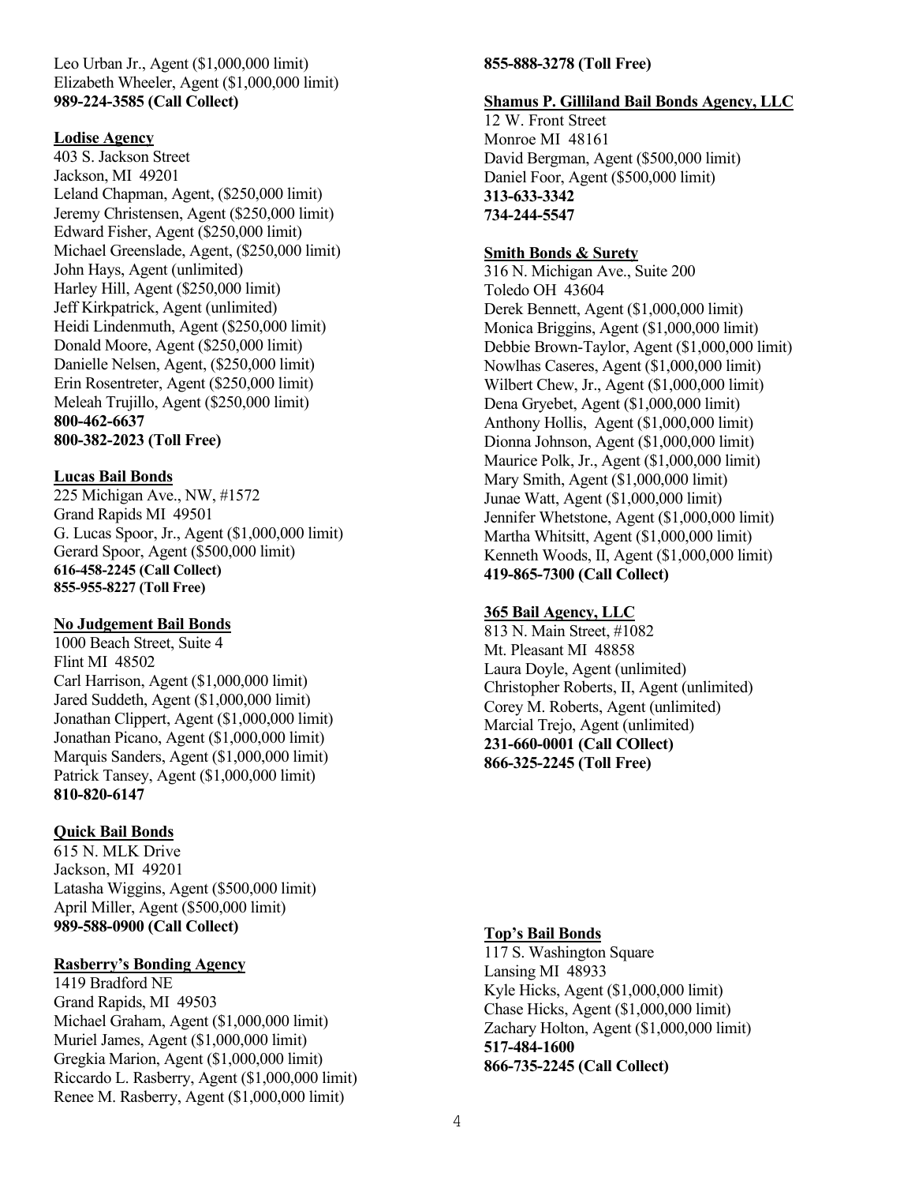Leo Urban Jr., Agent ($1,000,000 limit)
Elizabeth Wheeler, Agent ($1,000,000 limit)
**989-224-3585 (Call Collect)**

**Lodise Agency**
403 S. Jackson Street
Jackson, MI 49201
Leland Chapman, Agent, ($250,000 limit)
Jeremy Christensen, Agent ($250,000 limit)
Edward Fisher, Agent ($250,000 limit)
Michael Greenslade, Agent, ($250,000 limit)
John Hays, Agent (unlimited)
Harley Hill, Agent ($250,000 limit)
Jeff Kirkpatrick, Agent (unlimited)
Heidi Lindenmuth, Agent ($250,000 limit)
Donald Moore, Agent ($250,000 limit)
Danielle Nelsen, Agent, ($250,000 limit)
Erin Rosentreter, Agent ($250,000 limit)
Meleah Trujillo, Agent ($250,000 limit)
**800-462-6637**
**800-382-2023 (Toll Free)**

**Lucas Bail Bonds**
225 Michigan Ave., NW, #1572
Grand Rapids MI 49501
G. Lucas Spoor, Jr., Agent ($1,000,000 limit)
Gerard Spoor, Agent ($500,000 limit)
**616-458-2245 (Call Collect)**
**855-955-8227 (Toll Free)**

**No Judgement Bail Bonds**
1000 Beach Street, Suite 4
Flint MI 48502
Carl Harrison, Agent ($1,000,000 limit)
Jared Suddeth, Agent ($1,000,000 limit)
Jonathan Clippert, Agent ($1,000,000 limit)
Jonathan Picano, Agent ($1,000,000 limit)
Marquis Sanders, Agent ($1,000,000 limit)
Patrick Tansey, Agent ($1,000,000 limit)
**810-820-6147**

**Quick Bail Bonds**
615 N. MLK Drive
Jackson, MI 49201
Latasha Wiggins, Agent ($500,000 limit)
April Miller, Agent ($500,000 limit)
**989-588-0900 (Call Collect)**

**Rasberry's Bonding Agency**
1419 Bradford NE
Grand Rapids, MI 49503
Michael Graham, Agent ($1,000,000 limit)
Muriel James, Agent ($1,000,000 limit)
Gregkia Marion, Agent ($1,000,000 limit)
Riccardo L. Rasberry, Agent ($1,000,000 limit)
Renee M. Rasberry, Agent ($1,000,000 limit)
**855-888-3278 (Toll Free)**

**Shamus P. Gilliland Bail Bonds Agency, LLC**
12 W. Front Street
Monroe MI 48161
David Bergman, Agent ($500,000 limit)
Daniel Foor, Agent ($500,000 limit)
**313-633-3342**
**734-244-5547**

**Smith Bonds & Surety**
316 N. Michigan Ave., Suite 200
Toledo OH 43604
Derek Bennett, Agent ($1,000,000 limit)
Monica Briggins, Agent ($1,000,000 limit)
Debbie Brown-Taylor, Agent ($1,000,000 limit)
Nowlhas Caseres, Agent ($1,000,000 limit)
Wilbert Chew, Jr., Agent ($1,000,000 limit)
Dena Gryebet, Agent ($1,000,000 limit)
Anthony Hollis, Agent ($1,000,000 limit)
Dionna Johnson, Agent ($1,000,000 limit)
Maurice Polk, Jr., Agent ($1,000,000 limit)
Mary Smith, Agent ($1,000,000 limit)
Junae Watt, Agent ($1,000,000 limit)
Jennifer Whetstone, Agent ($1,000,000 limit)
Martha Whitsitt, Agent ($1,000,000 limit)
Kenneth Woods, II, Agent ($1,000,000 limit)
**419-865-7300 (Call Collect)**

**365 Bail Agency, LLC**
813 N. Main Street, #1082
Mt. Pleasant MI 48858
Laura Doyle, Agent (unlimited)
Christopher Roberts, II, Agent (unlimited)
Corey M. Roberts, Agent (unlimited)
Marcial Trejo, Agent (unlimited)
**231-660-0001 (Call COllect)**
**866-325-2245 (Toll Free)**

**Top's Bail Bonds**
117 S. Washington Square
Lansing MI 48933
Kyle Hicks, Agent ($1,000,000 limit)
Chase Hicks, Agent ($1,000,000 limit)
Zachary Holton, Agent ($1,000,000 limit)
**517-484-1600**
**866-735-2245 (Call Collect)**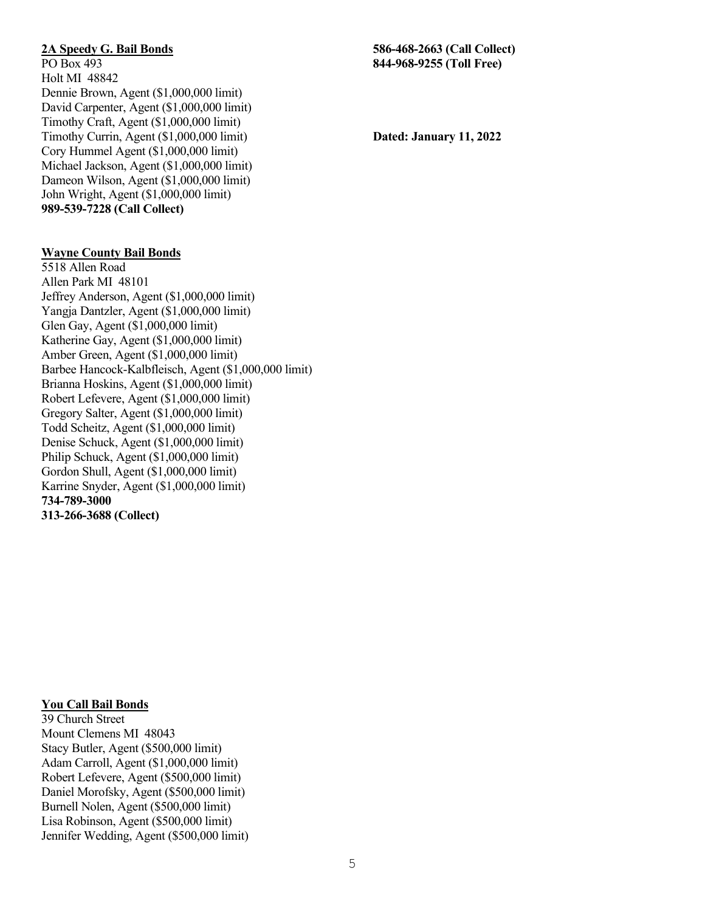**2A Speedy G. Bail Bonds**
PO Box 493
Holt MI 48842
Dennie Brown, Agent ($1,000,000 limit)
David Carpenter, Agent ($1,000,000 limit)
Timothy Craft, Agent ($1,000,000 limit)
Timothy Currin, Agent ($1,000,000 limit)
Cory Hummel Agent ($1,000,000 limit)
Michael Jackson, Agent ($1,000,000 limit)
Dameon Wilson, Agent ($1,000,000 limit)
John Wright, Agent ($1,000,000 limit)
**989-539-7228 (Call Collect)**

**586-468-2663 (Call Collect)**
**844-968-9255 (Toll Free)**

**Dated: January 11, 2022**

**Wayne County Bail Bonds**
5518 Allen Road
Allen Park MI 48101
Jeffrey Anderson, Agent ($1,000,000 limit)
Yangja Dantzler, Agent ($1,000,000 limit)
Glen Gay, Agent ($1,000,000 limit)
Katherine Gay, Agent ($1,000,000 limit)
Amber Green, Agent ($1,000,000 limit)
Barbee Hancock-Kalbfleisch, Agent ($1,000,000 limit)
Brianna Hoskins, Agent ($1,000,000 limit)
Robert Lefevere, Agent ($1,000,000 limit)
Gregory Salter, Agent ($1,000,000 limit)
Todd Scheitz, Agent ($1,000,000 limit)
Denise Schuck, Agent ($1,000,000 limit)
Philip Schuck, Agent ($1,000,000 limit)
Gordon Shull, Agent ($1,000,000 limit)
Karrine Snyder, Agent ($1,000,000 limit)
**734-789-3000**
**313-266-3688 (Collect)**

**You Call Bail Bonds**
39 Church Street
Mount Clemens MI 48043
Stacy Butler, Agent ($500,000 limit)
Adam Carroll, Agent ($1,000,000 limit)
Robert Lefevere, Agent ($500,000 limit)
Daniel Morofsky, Agent ($500,000 limit)
Burnell Nolen, Agent ($500,000 limit)
Lisa Robinson, Agent ($500,000 limit)
Jennifer Wedding, Agent ($500,000 limit)